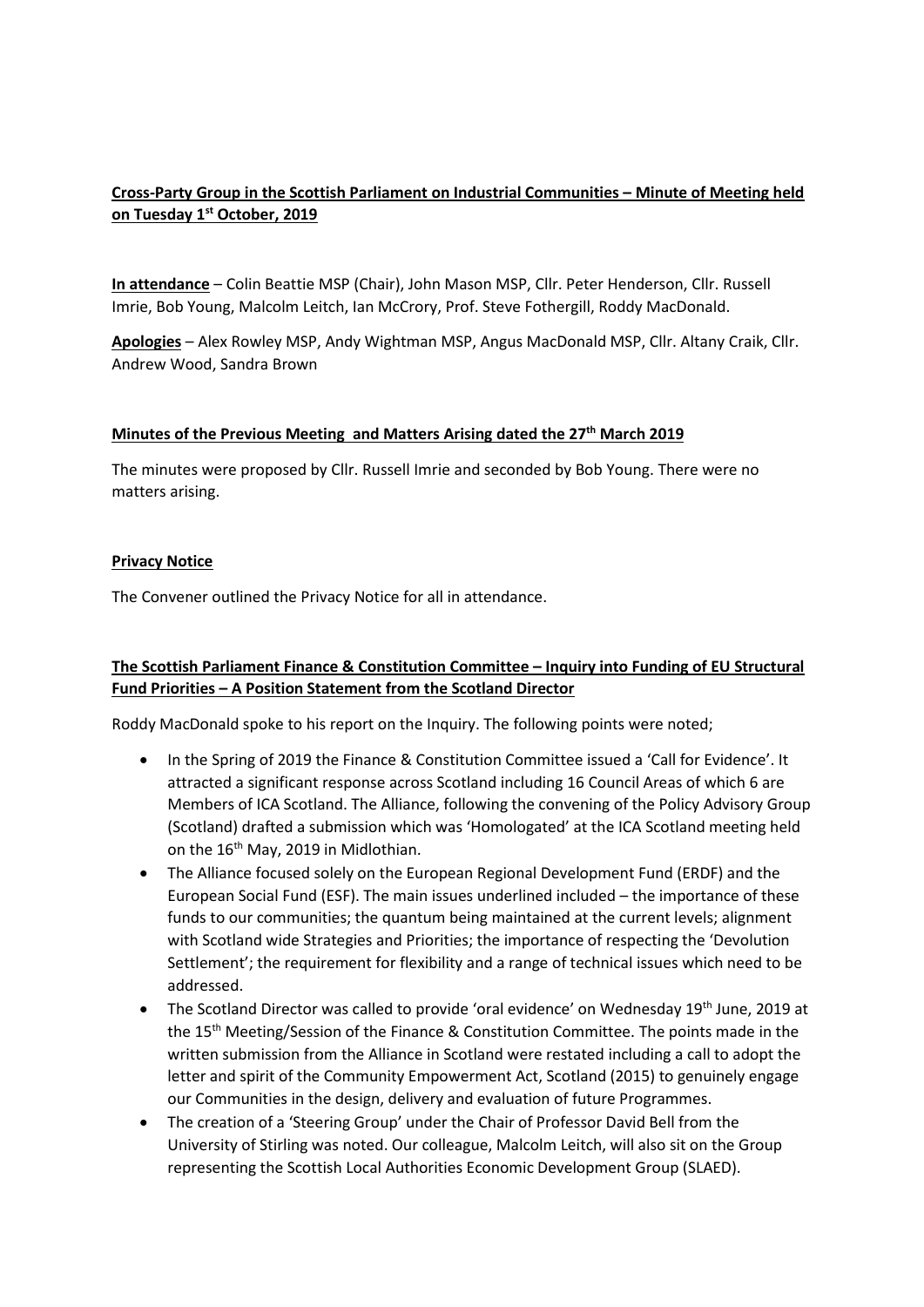**Cross-Party Group in the Scottish Parliament on Industrial Communities – Minute of Meeting held on Tuesday 1st October, 2019**

**In attendance** – Colin Beattie MSP (Chair), John Mason MSP, Cllr. Peter Henderson, Cllr. Russell Imrie, Bob Young, Malcolm Leitch, Ian McCrory, Prof. Steve Fothergill, Roddy MacDonald.

**Apologies** – Alex Rowley MSP, Andy Wightman MSP, Angus MacDonald MSP, Cllr. Altany Craik, Cllr. Andrew Wood, Sandra Brown

**Minutes of the Previous Meeting and Matters Arising dated the 27th March 2019**

The minutes were proposed by Cllr. Russell Imrie and seconded by Bob Young. There were no matters arising.

**Privacy Notice**

The Convener outlined the Privacy Notice for all in attendance.

**The Scottish Parliament Finance & Constitution Committee – Inquiry into Funding of EU Structural Fund Priorities – A Position Statement from the Scotland Director**

Roddy MacDonald spoke to his report on the Inquiry. The following points were noted;

- In the Spring of 2019 the Finance & Constitution Committee issued a 'Call for Evidence'. It attracted a significant response across Scotland including 16 Council Areas of which 6 are Members of ICA Scotland. The Alliance, following the convening of the Policy Advisory Group (Scotland) drafted a submission which was 'Homologated' at the ICA Scotland meeting held on the 16th May, 2019 in Midlothian.
- The Alliance focused solely on the European Regional Development Fund (ERDF) and the European Social Fund (ESF). The main issues underlined included – the importance of these funds to our communities; the quantum being maintained at the current levels; alignment with Scotland wide Strategies and Priorities; the importance of respecting the 'Devolution Settlement'; the requirement for flexibility and a range of technical issues which need to be addressed.
- The Scotland Director was called to provide 'oral evidence' on Wednesday 19th June, 2019 at the 15th Meeting/Session of the Finance & Constitution Committee. The points made in the written submission from the Alliance in Scotland were restated including a call to adopt the letter and spirit of the Community Empowerment Act, Scotland (2015) to genuinely engage our Communities in the design, delivery and evaluation of future Programmes.
- The creation of a 'Steering Group' under the Chair of Professor David Bell from the University of Stirling was noted. Our colleague, Malcolm Leitch, will also sit on the Group representing the Scottish Local Authorities Economic Development Group (SLAED).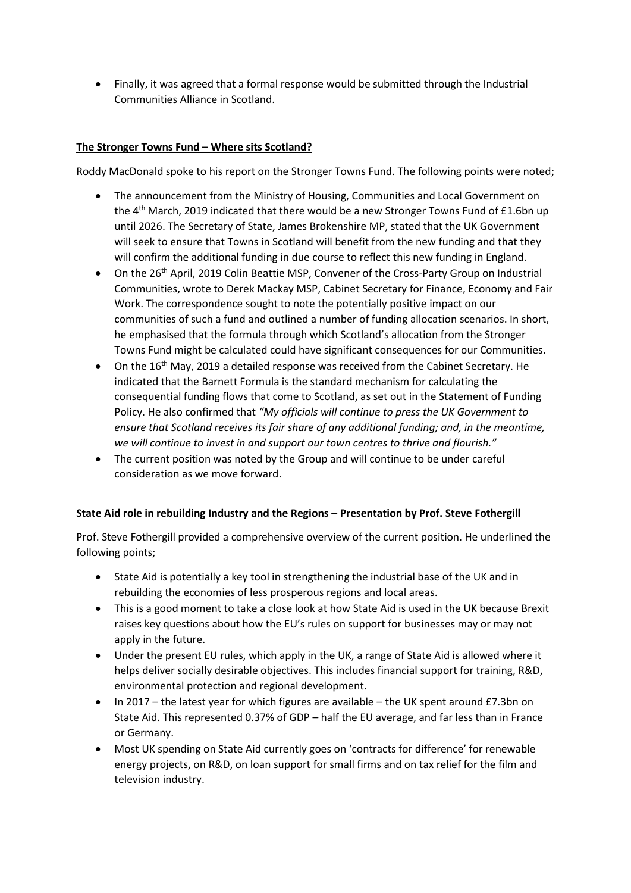- Finally, it was agreed that a formal response would be submitted through the Industrial Communities Alliance in Scotland.

**The Stronger Towns Fund – Where sits Scotland?**

Roddy MacDonald spoke to his report on the Stronger Towns Fund. The following points were noted;

- The announcement from the Ministry of Housing, Communities and Local Government on the 4th March, 2019 indicated that there would be a new Stronger Towns Fund of £1.6bn up until 2026. The Secretary of State, James Brokenshire MP, stated that the UK Government will seek to ensure that Towns in Scotland will benefit from the new funding and that they will confirm the additional funding in due course to reflect this new funding in England.
- On the 26th April, 2019 Colin Beattie MSP, Convener of the Cross-Party Group on Industrial Communities, wrote to Derek Mackay MSP, Cabinet Secretary for Finance, Economy and Fair Work. The correspondence sought to note the potentially positive impact on our communities of such a fund and outlined a number of funding allocation scenarios. In short, he emphasised that the formula through which Scotland's allocation from the Stronger Towns Fund might be calculated could have significant consequences for our Communities.
- On the 16th May, 2019 a detailed response was received from the Cabinet Secretary. He indicated that the Barnett Formula is the standard mechanism for calculating the consequential funding flows that come to Scotland, as set out in the Statement of Funding Policy. He also confirmed that *"My officials will continue to press the UK Government to ensure that Scotland receives its fair share of any additional funding; and, in the meantime, we will continue to invest in and support our town centres to thrive and flourish."*
- The current position was noted by the Group and will continue to be under careful consideration as we move forward.

**State Aid role in rebuilding Industry and the Regions – Presentation by Prof. Steve Fothergill**

Prof. Steve Fothergill provided a comprehensive overview of the current position. He underlined the following points;

- State Aid is potentially a key tool in strengthening the industrial base of the UK and in rebuilding the economies of less prosperous regions and local areas.
- This is a good moment to take a close look at how State Aid is used in the UK because Brexit raises key questions about how the EU's rules on support for businesses may or may not apply in the future.
- Under the present EU rules, which apply in the UK, a range of State Aid is allowed where it helps deliver socially desirable objectives. This includes financial support for training, R&D, environmental protection and regional development.
- In 2017 – the latest year for which figures are available – the UK spent around £7.3bn on State Aid. This represented 0.37% of GDP – half the EU average, and far less than in France or Germany.
- Most UK spending on State Aid currently goes on 'contracts for difference' for renewable energy projects, on R&D, on loan support for small firms and on tax relief for the film and television industry.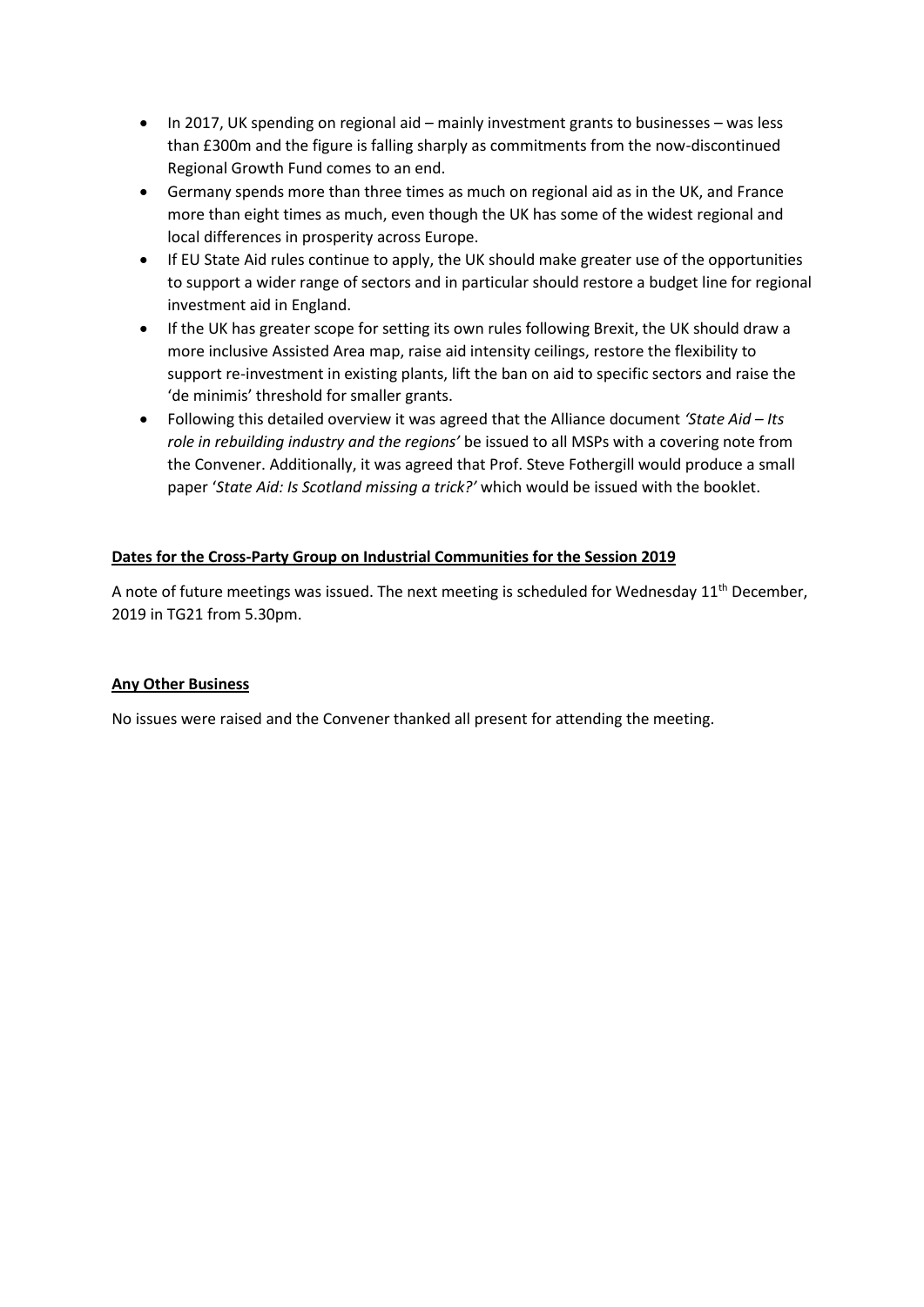- In 2017, UK spending on regional aid – mainly investment grants to businesses – was less than £300m and the figure is falling sharply as commitments from the now-discontinued Regional Growth Fund comes to an end.
- Germany spends more than three times as much on regional aid as in the UK, and France more than eight times as much, even though the UK has some of the widest regional and local differences in prosperity across Europe.
- If EU State Aid rules continue to apply, the UK should make greater use of the opportunities to support a wider range of sectors and in particular should restore a budget line for regional investment aid in England.
- If the UK has greater scope for setting its own rules following Brexit, the UK should draw a more inclusive Assisted Area map, raise aid intensity ceilings, restore the flexibility to support re-investment in existing plants, lift the ban on aid to specific sectors and raise the 'de minimis' threshold for smaller grants.
- Following this detailed overview it was agreed that the Alliance document *'State Aid – Its role in rebuilding industry and the regions'* be issued to all MSPs with a covering note from the Convener. Additionally, it was agreed that Prof. Steve Fothergill would produce a small paper '*State Aid: Is Scotland missing a trick?'* which would be issued with the booklet.

**Dates for the Cross-Party Group on Industrial Communities for the Session 2019**

A note of future meetings was issued. The next meeting is scheduled for Wednesday 11th December, 2019 in TG21 from 5.30pm.

**Any Other Business**

No issues were raised and the Convener thanked all present for attending the meeting.